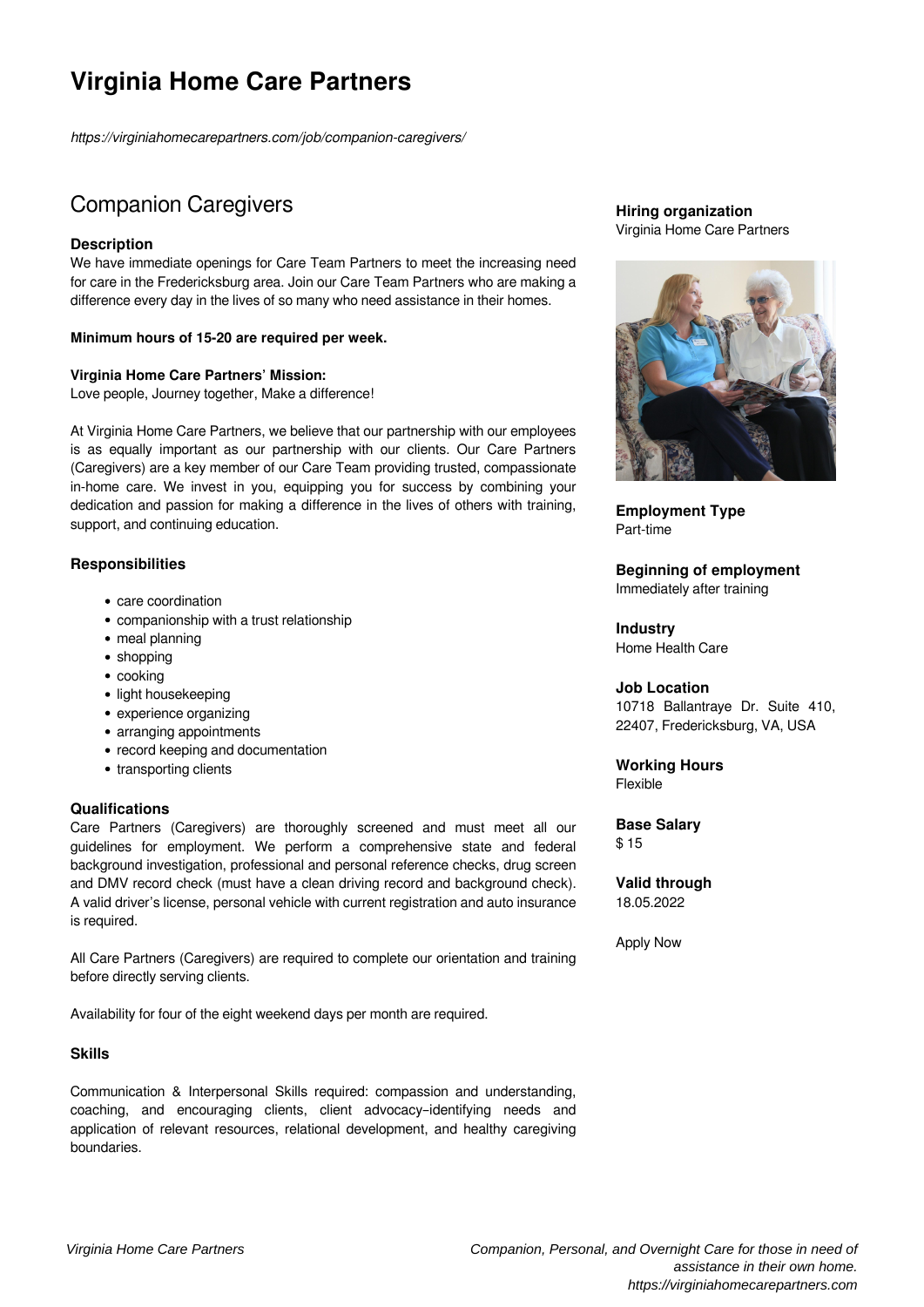# Virginia Home Care Partners

*https://virginiahomecarepartners.com/job/companion-caregivers/*

## Companion Caregivers

### Description

We have immediate openings for Care Team Partners to meet the increasing need for care in the Fredericksburg area. Join our Care Team Partners who are making a difference every day in the lives of so many who need assistance in their homes.

**Minimum hours of 15-20 are required per week.**

**Virginia Home Care Partners' Mission:**
Love people, Journey together, Make a difference!

At Virginia Home Care Partners, we believe that our partnership with our employees is as equally important as our partnership with our clients. Our Care Partners (Caregivers) are a key member of our Care Team providing trusted, compassionate in-home care. We invest in you, equipping you for success by combining your dedication and passion for making a difference in the lives of others with training, support, and continuing education.

### Responsibilities

- care coordination
- companionship with a trust relationship
- meal planning
- shopping
- cooking
- light housekeeping
- experience organizing
- arranging appointments
- record keeping and documentation
- transporting clients

### Qualifications

Care Partners (Caregivers) are thoroughly screened and must meet all our guidelines for employment. We perform a comprehensive state and federal background investigation, professional and personal reference checks, drug screen and DMV record check (must have a clean driving record and background check). A valid driver's license, personal vehicle with current registration and auto insurance is required.

All Care Partners (Caregivers) are required to complete our orientation and training before directly serving clients.

Availability for four of the eight weekend days per month are required.

### Skills

Communication & Interpersonal Skills required: compassion and understanding, coaching, and encouraging clients, client advocacy–identifying needs and application of relevant resources, relational development, and healthy caregiving boundaries.

**Hiring organization**
Virginia Home Care Partners

**Employment Type**
Part-time

**Beginning of employment**
Immediately after training

**Industry**
Home Health Care

**Job Location**
10718 Ballantraye Dr. Suite 410, 22407, Fredericksburg, VA, USA

**Working Hours**
Flexible

**Base Salary**
$ 15

**Valid through**
18.05.2022

Apply Now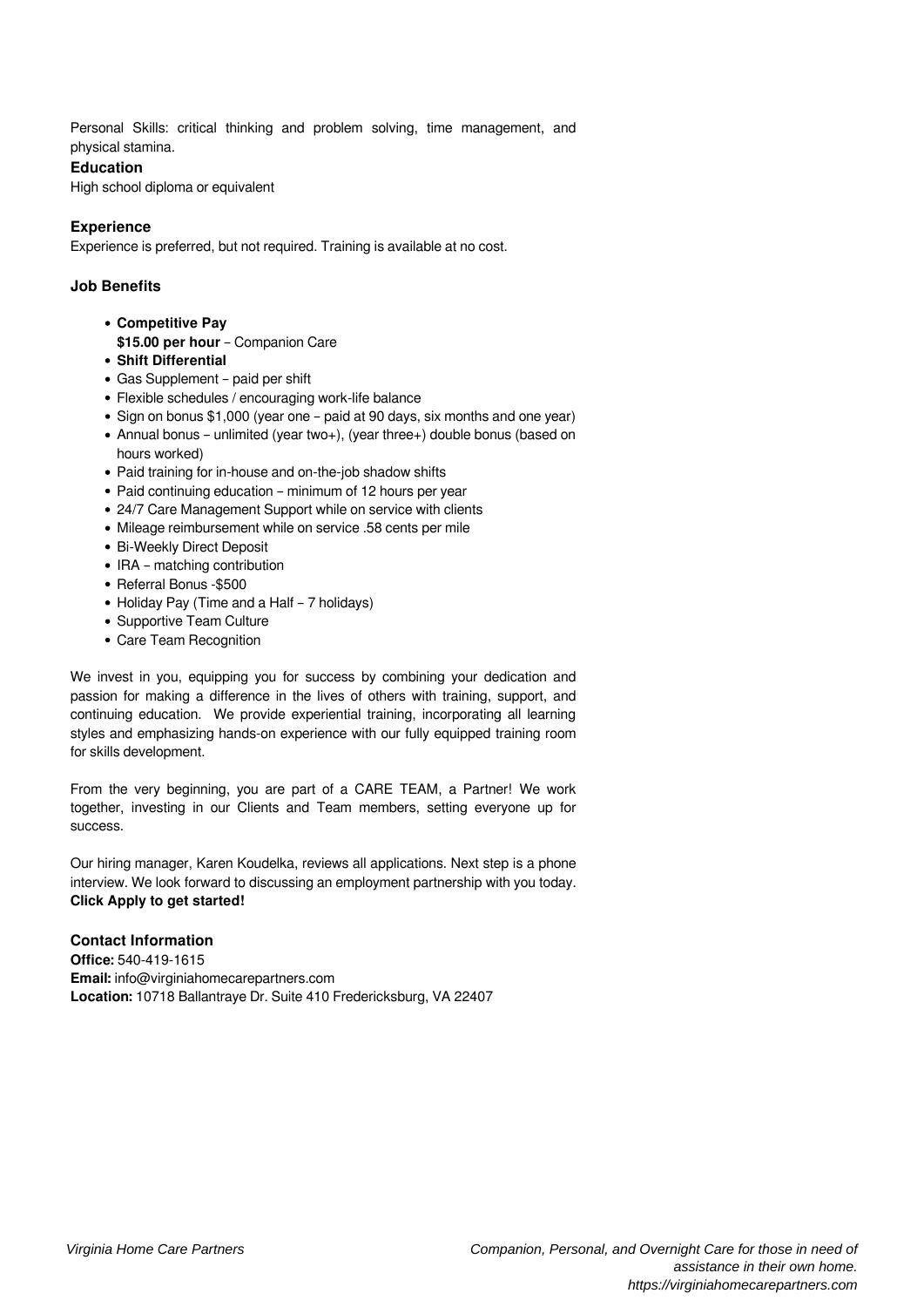Personal Skills: critical thinking and problem solving, time management, and physical stamina.

### Education

High school diploma or equivalent

### Experience

Experience is preferred, but not required. Training is available at no cost.

### Job Benefits

- **Competitive Pay**
  **$15.00 per hour** – Companion Care
- **Shift Differential**
- Gas Supplement – paid per shift
- Flexible schedules / encouraging work-life balance
- Sign on bonus $1,000 (year one – paid at 90 days, six months and one year)
- Annual bonus – unlimited (year two+), (year three+) double bonus (based on hours worked)
- Paid training for in-house and on-the-job shadow shifts
- Paid continuing education – minimum of 12 hours per year
- 24/7 Care Management Support while on service with clients
- Mileage reimbursement while on service .58 cents per mile
- Bi-Weekly Direct Deposit
- IRA – matching contribution
- Referral Bonus -$500
- Holiday Pay (Time and a Half – 7 holidays)
- Supportive Team Culture
- Care Team Recognition

We invest in you, equipping you for success by combining your dedication and passion for making a difference in the lives of others with training, support, and continuing education. We provide experiential training, incorporating all learning styles and emphasizing hands-on experience with our fully equipped training room for skills development.

From the very beginning, you are part of a CARE TEAM, a Partner! We work together, investing in our Clients and Team members, setting everyone up for success.

Our hiring manager, Karen Koudelka, reviews all applications. Next step is a phone interview. We look forward to discussing an employment partnership with you today. **Click Apply to get started!**

### Contact Information

**Office:** 540-419-1615
**Email:** info@virginiahomecarepartners.com
**Location:** 10718 Ballantraye Dr. Suite 410 Fredericksburg, VA 22407